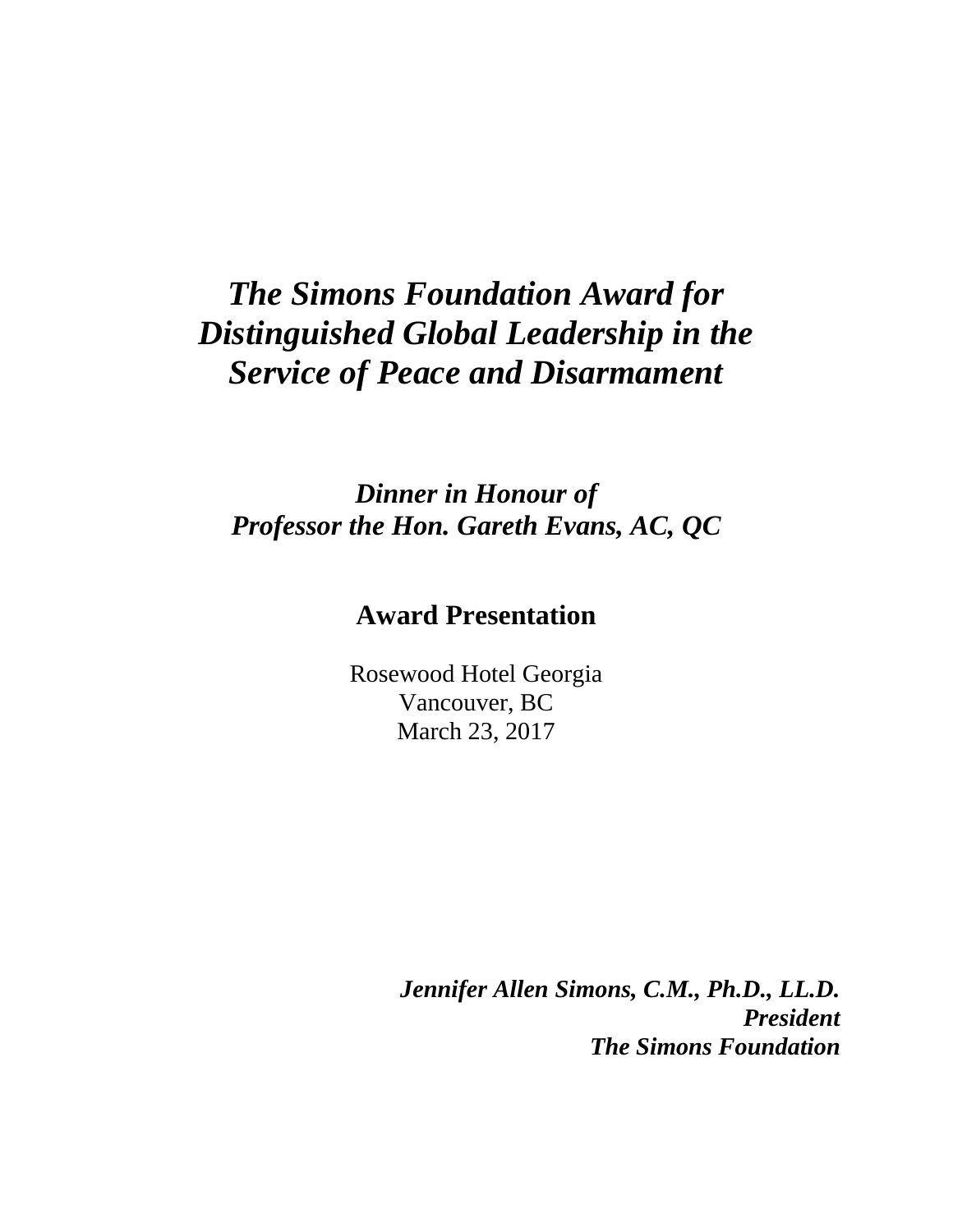# *The Simons Foundation Award for Distinguished Global Leadership in the Service of Peace and Disarmament*

## *Dinner in Honour of Professor the Hon. Gareth Evans, AC, QC*

## Award Presentation

Rosewood Hotel Georgia
Vancouver, BC
March 23, 2017

***Jennifer Allen Simons, C.M., Ph.D., LL.D.***
***President***
***The Simons Foundation***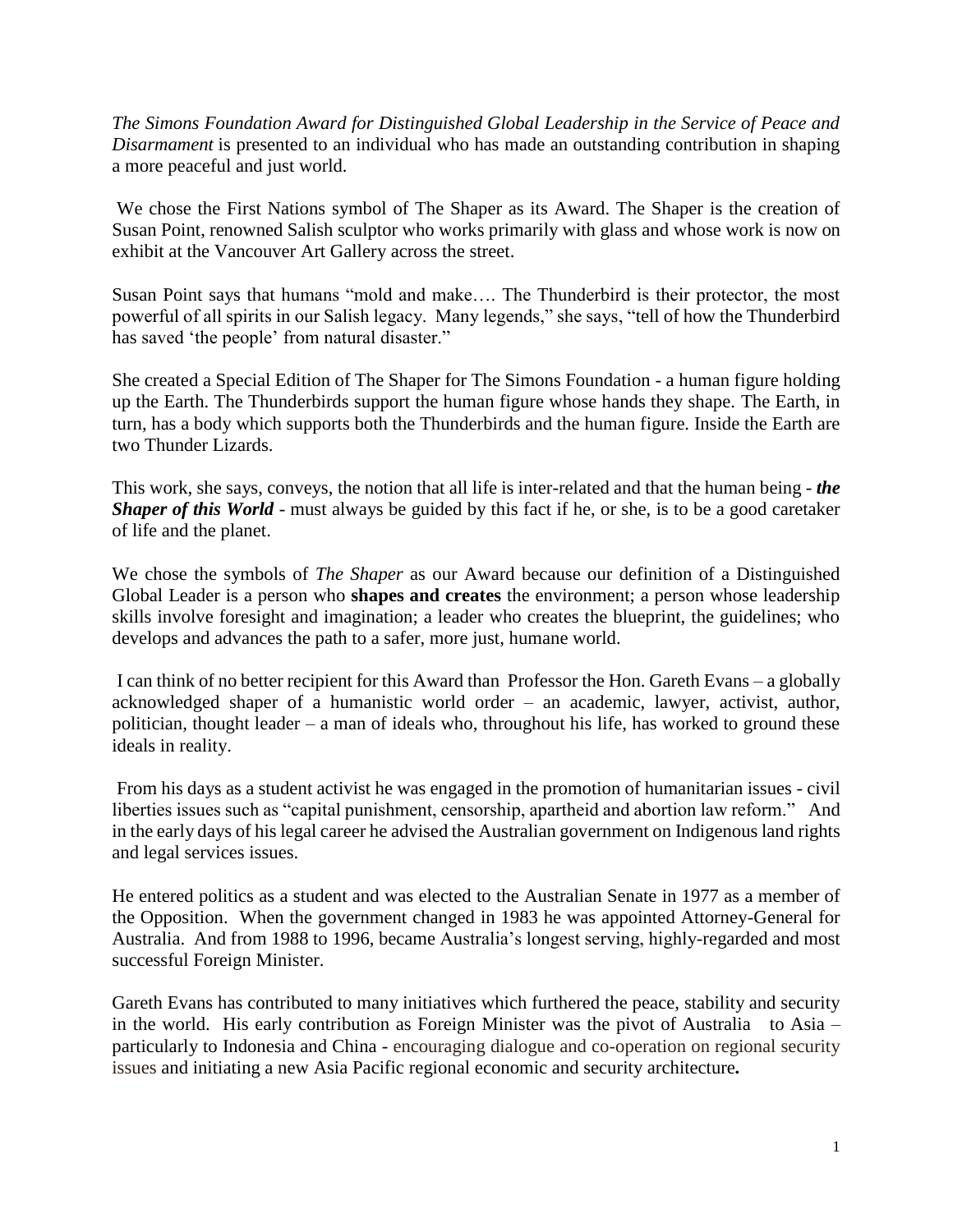*The Simons Foundation Award for Distinguished Global Leadership in the Service of Peace and Disarmament* is presented to an individual who has made an outstanding contribution in shaping a more peaceful and just world.

We chose the First Nations symbol of The Shaper as its Award. The Shaper is the creation of Susan Point, renowned Salish sculptor who works primarily with glass and whose work is now on exhibit at the Vancouver Art Gallery across the street.

Susan Point says that humans "mold and make…. The Thunderbird is their protector, the most powerful of all spirits in our Salish legacy. Many legends," she says, "tell of how the Thunderbird has saved 'the people' from natural disaster."

She created a Special Edition of The Shaper for The Simons Foundation - a human figure holding up the Earth. The Thunderbirds support the human figure whose hands they shape. The Earth, in turn, has a body which supports both the Thunderbirds and the human figure. Inside the Earth are two Thunder Lizards.

This work, she says, conveys, the notion that all life is inter-related and that the human being - ***the Shaper of this World*** - must always be guided by this fact if he, or she, is to be a good caretaker of life and the planet.

We chose the symbols of *The Shaper* as our Award because our definition of a Distinguished Global Leader is a person who **shapes and creates** the environment; a person whose leadership skills involve foresight and imagination; a leader who creates the blueprint, the guidelines; who develops and advances the path to a safer, more just, humane world.

I can think of no better recipient for this Award than Professor the Hon. Gareth Evans – a globally acknowledged shaper of a humanistic world order – an academic, lawyer, activist, author, politician, thought leader – a man of ideals who, throughout his life, has worked to ground these ideals in reality.

From his days as a student activist he was engaged in the promotion of humanitarian issues - civil liberties issues such as "capital punishment, censorship, apartheid and abortion law reform." And in the early days of his legal career he advised the Australian government on Indigenous land rights and legal services issues.

He entered politics as a student and was elected to the Australian Senate in 1977 as a member of the Opposition. When the government changed in 1983 he was appointed Attorney-General for Australia. And from 1988 to 1996, became Australia's longest serving, highly-regarded and most successful Foreign Minister.

Gareth Evans has contributed to many initiatives which furthered the peace, stability and security in the world. His early contribution as Foreign Minister was the pivot of Australia to Asia – particularly to Indonesia and China - encouraging dialogue and co-operation on regional security issues and initiating a new Asia Pacific regional economic and security architecture**.**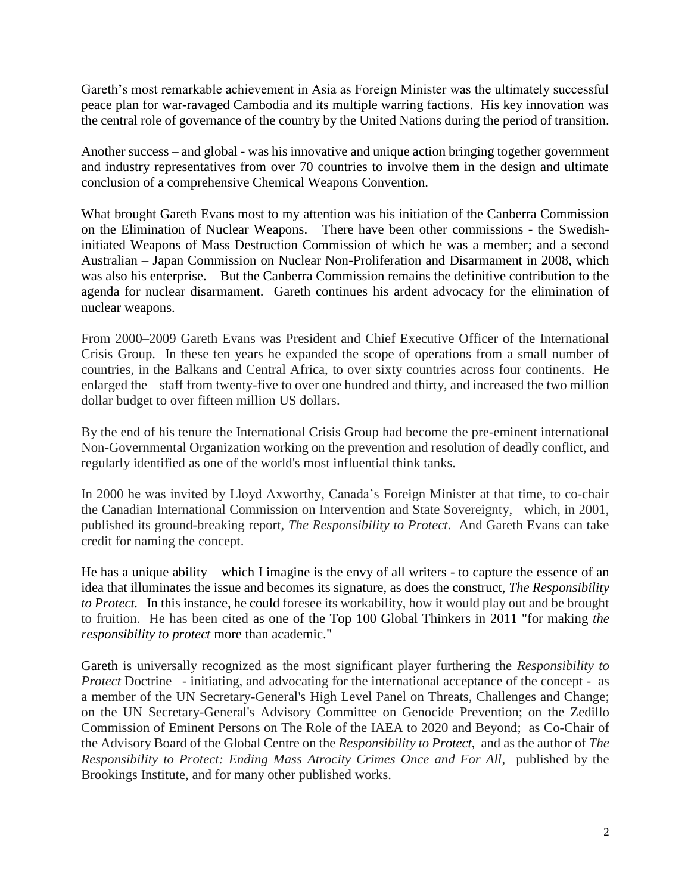Gareth's most remarkable achievement in Asia as Foreign Minister was the ultimately successful peace plan for war-ravaged Cambodia and its multiple warring factions. His key innovation was the central role of governance of the country by the United Nations during the period of transition.

Another success – and global - was his innovative and unique action bringing together government and industry representatives from over 70 countries to involve them in the design and ultimate conclusion of a comprehensive Chemical Weapons Convention.

What brought Gareth Evans most to my attention was his initiation of the Canberra Commission on the Elimination of Nuclear Weapons. There have been other commissions - the Swedish-initiated Weapons of Mass Destruction Commission of which he was a member; and a second Australian – Japan Commission on Nuclear Non-Proliferation and Disarmament in 2008, which was also his enterprise. But the Canberra Commission remains the definitive contribution to the agenda for nuclear disarmament. Gareth continues his ardent advocacy for the elimination of nuclear weapons.

From 2000–2009 Gareth Evans was President and Chief Executive Officer of the International Crisis Group. In these ten years he expanded the scope of operations from a small number of countries, in the Balkans and Central Africa, to over sixty countries across four continents. He enlarged the staff from twenty-five to over one hundred and thirty, and increased the two million dollar budget to over fifteen million US dollars.

By the end of his tenure the International Crisis Group had become the pre-eminent international Non-Governmental Organization working on the prevention and resolution of deadly conflict, and regularly identified as one of the world's most influential think tanks.

In 2000 he was invited by Lloyd Axworthy, Canada's Foreign Minister at that time, to co-chair the Canadian International Commission on Intervention and State Sovereignty, which, in 2001, published its ground-breaking report, *The Responsibility to Protect*. And Gareth Evans can take credit for naming the concept.

He has a unique ability – which I imagine is the envy of all writers - to capture the essence of an idea that illuminates the issue and becomes its signature, as does the construct, *The Responsibility to Protect.* In this instance, he could foresee its workability, how it would play out and be brought to fruition. He has been cited as one of the Top 100 Global Thinkers in 2011 "for making *the responsibility to protect* more than academic."

Gareth is universally recognized as the most significant player furthering the *Responsibility to Protect* Doctrine - initiating, and advocating for the international acceptance of the concept - as a member of the UN Secretary-General's High Level Panel on Threats, Challenges and Change; on the UN Secretary-General's Advisory Committee on Genocide Prevention; on the Zedillo Commission of Eminent Persons on The Role of the IAEA to 2020 and Beyond; as Co-Chair of the Advisory Board of the Global Centre on the *Responsibility to Protect*, and as the author of *The Responsibility to Protect: Ending Mass Atrocity Crimes Once and For All*, published by the Brookings Institute, and for many other published works.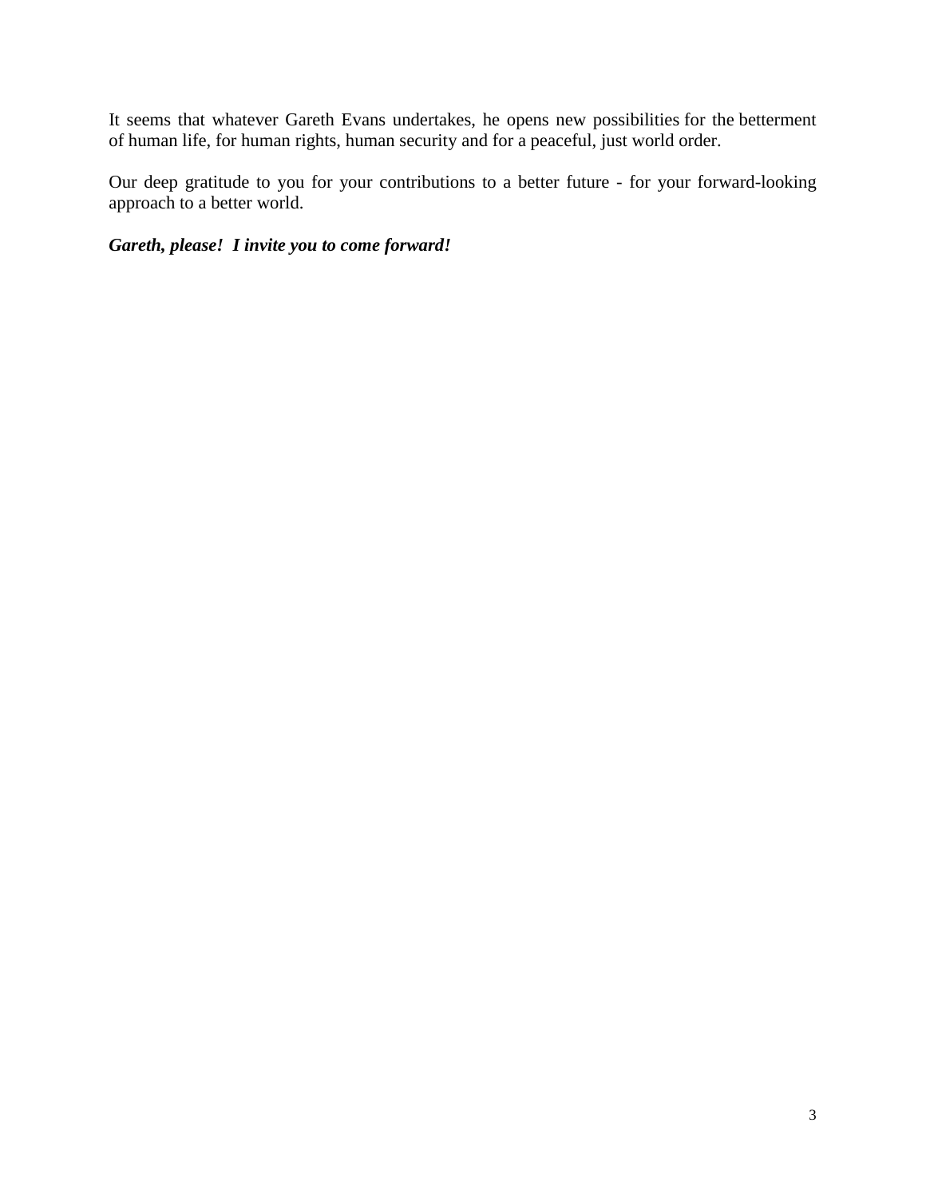It seems that whatever Gareth Evans undertakes, he opens new possibilities for the betterment of human life, for human rights, human security and for a peaceful, just world order.

Our deep gratitude to you for your contributions to a better future - for your forward-looking approach to a better world.

***Gareth, please! I invite you to come forward!***